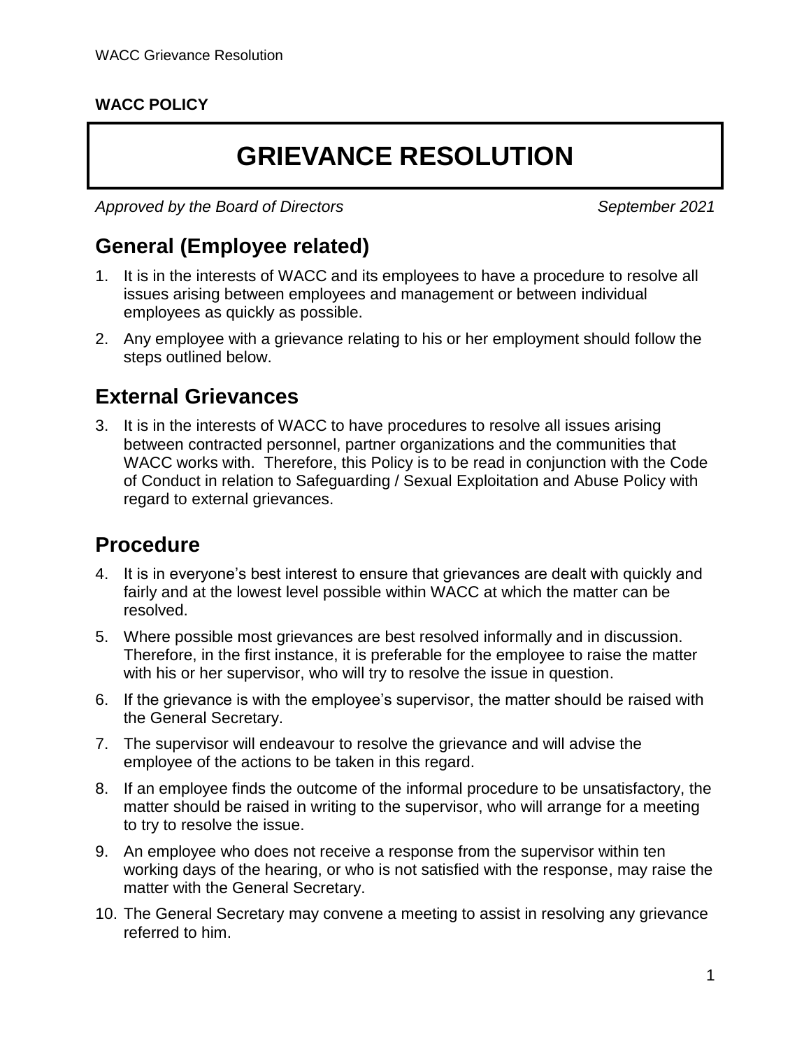**WACC POLICY**

# GRIEVANCE RESOLUTION

*Approved by the Board of Directors* *September 2021*

## General (Employee related)

1. It is in the interests of WACC and its employees to have a procedure to resolve all issues arising between employees and management or between individual employees as quickly as possible.
2. Any employee with a grievance relating to his or her employment should follow the steps outlined below.

## External Grievances

3. It is in the interests of WACC to have procedures to resolve all issues arising between contracted personnel, partner organizations and the communities that WACC works with. Therefore, this Policy is to be read in conjunction with the Code of Conduct in relation to Safeguarding / Sexual Exploitation and Abuse Policy with regard to external grievances.

## Procedure

4. It is in everyone's best interest to ensure that grievances are dealt with quickly and fairly and at the lowest level possible within WACC at which the matter can be resolved.
5. Where possible most grievances are best resolved informally and in discussion. Therefore, in the first instance, it is preferable for the employee to raise the matter with his or her supervisor, who will try to resolve the issue in question.
6. If the grievance is with the employee's supervisor, the matter should be raised with the General Secretary.
7. The supervisor will endeavour to resolve the grievance and will advise the employee of the actions to be taken in this regard.
8. If an employee finds the outcome of the informal procedure to be unsatisfactory, the matter should be raised in writing to the supervisor, who will arrange for a meeting to try to resolve the issue.
9. An employee who does not receive a response from the supervisor within ten working days of the hearing, or who is not satisfied with the response, may raise the matter with the General Secretary.
10. The General Secretary may convene a meeting to assist in resolving any grievance referred to him.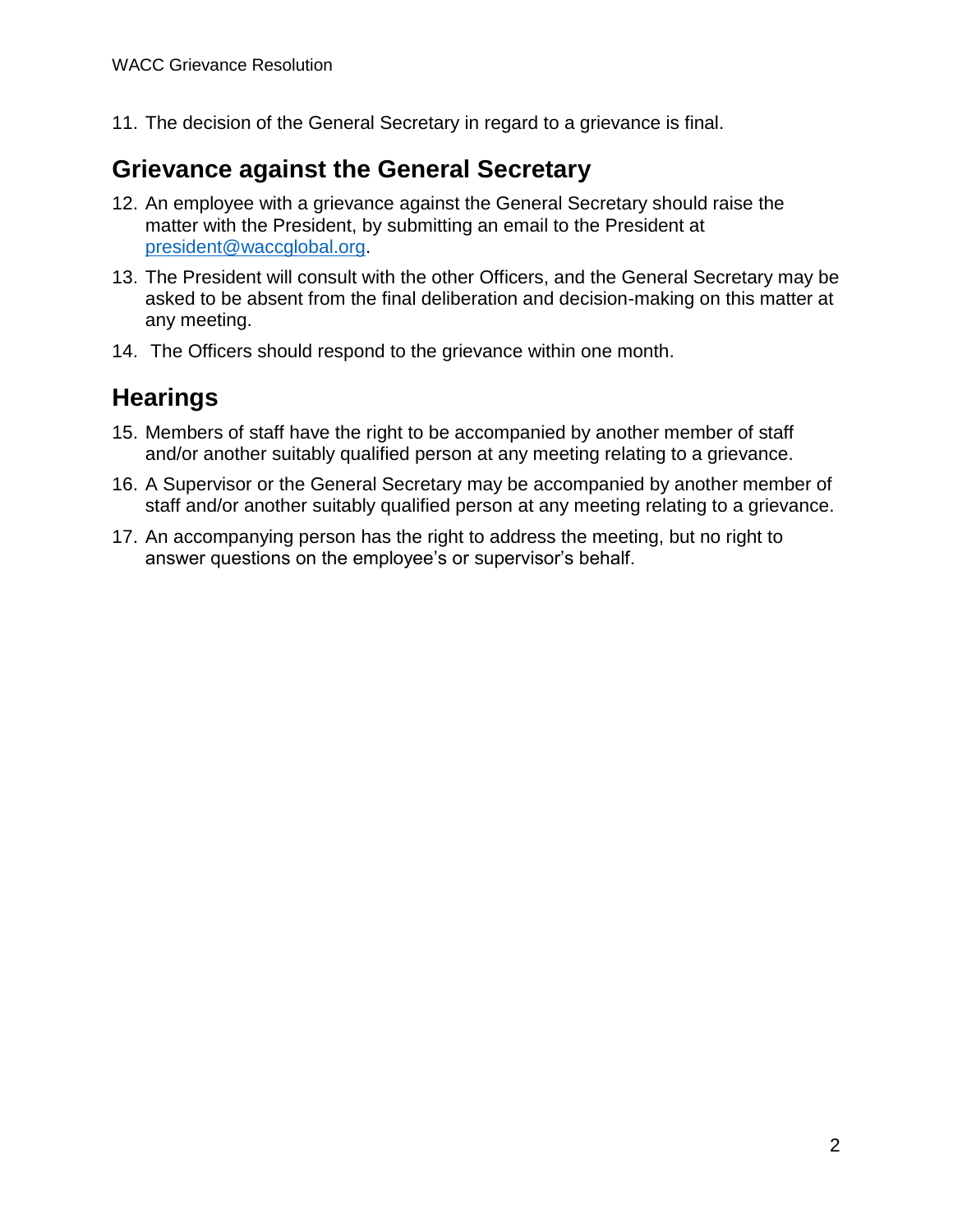11. The decision of the General Secretary in regard to a grievance is final.

## Grievance against the General Secretary

12. An employee with a grievance against the General Secretary should raise the matter with the President, by submitting an email to the President at [president@waccglobal.org](mailto:president@waccglobal.org).
13. The President will consult with the other Officers, and the General Secretary may be asked to be absent from the final deliberation and decision-making on this matter at any meeting.
14. The Officers should respond to the grievance within one month.

## Hearings

15. Members of staff have the right to be accompanied by another member of staff and/or another suitably qualified person at any meeting relating to a grievance.
16. A Supervisor or the General Secretary may be accompanied by another member of staff and/or another suitably qualified person at any meeting relating to a grievance.
17. An accompanying person has the right to address the meeting, but no right to answer questions on the employee's or supervisor's behalf.